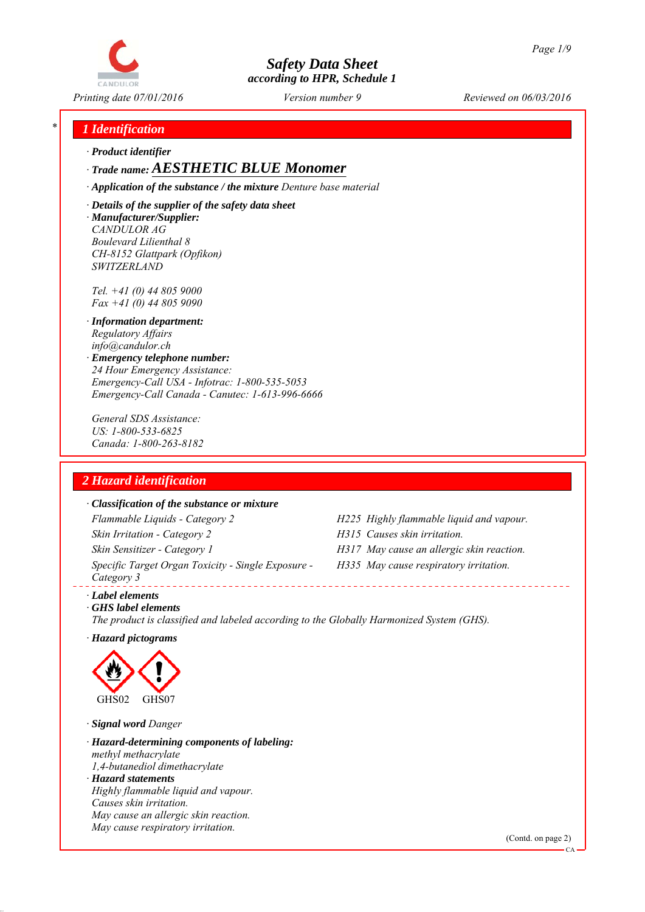# Safety Data Sheet
according to HPR, Schedule 1

Printing date 07/01/2016 Version number 9 Reviewed on 06/03/2016

## 1 Identification

· **Product identifier**

· **Trade name: AESTHETIC BLUE Monomer**

· **Application of the substance / the mixture** Denture base material

· **Details of the supplier of the safety data sheet**

· **Manufacturer/Supplier:**
CANDULOR AG
Boulevard Lilienthal 8
CH-8152 Glattpark (Opfikon)
SWITZERLAND

Tel. +41 (0) 44 805 9000
Fax +41 (0) 44 805 9090

· **Information department:**
Regulatory Affairs
info@candulor.ch

· **Emergency telephone number:**
24 Hour Emergency Assistance:
Emergency-Call USA - Infotrac: 1-800-535-5053
Emergency-Call Canada - Canutec: 1-613-996-6666

General SDS Assistance:
US: 1-800-533-6825
Canada: 1-800-263-8182

## 2 Hazard identification

· **Classification of the substance or mixture**

| | |
|---|---|
| Flammable Liquids - Category 2 | H225 Highly flammable liquid and vapour. |
| Skin Irritation - Category 2 | H315 Causes skin irritation. |
| Skin Sensitizer - Category 1 | H317 May cause an allergic skin reaction. |
| Specific Target Organ Toxicity - Single Exposure - Category 3 | H335 May cause respiratory irritation. |

· **Label elements**

· **GHS label elements**
The product is classified and labeled according to the Globally Harmonized System (GHS).

· **Hazard pictograms**

GHS02 GHS07

· **Signal word** Danger

· **Hazard-determining components of labeling:**
methyl methacrylate
1,4-butanediol dimethacrylate

· **Hazard statements**
Highly flammable liquid and vapour.
Causes skin irritation.
May cause an allergic skin reaction.
May cause respiratory irritation.

(Contd. on page 2)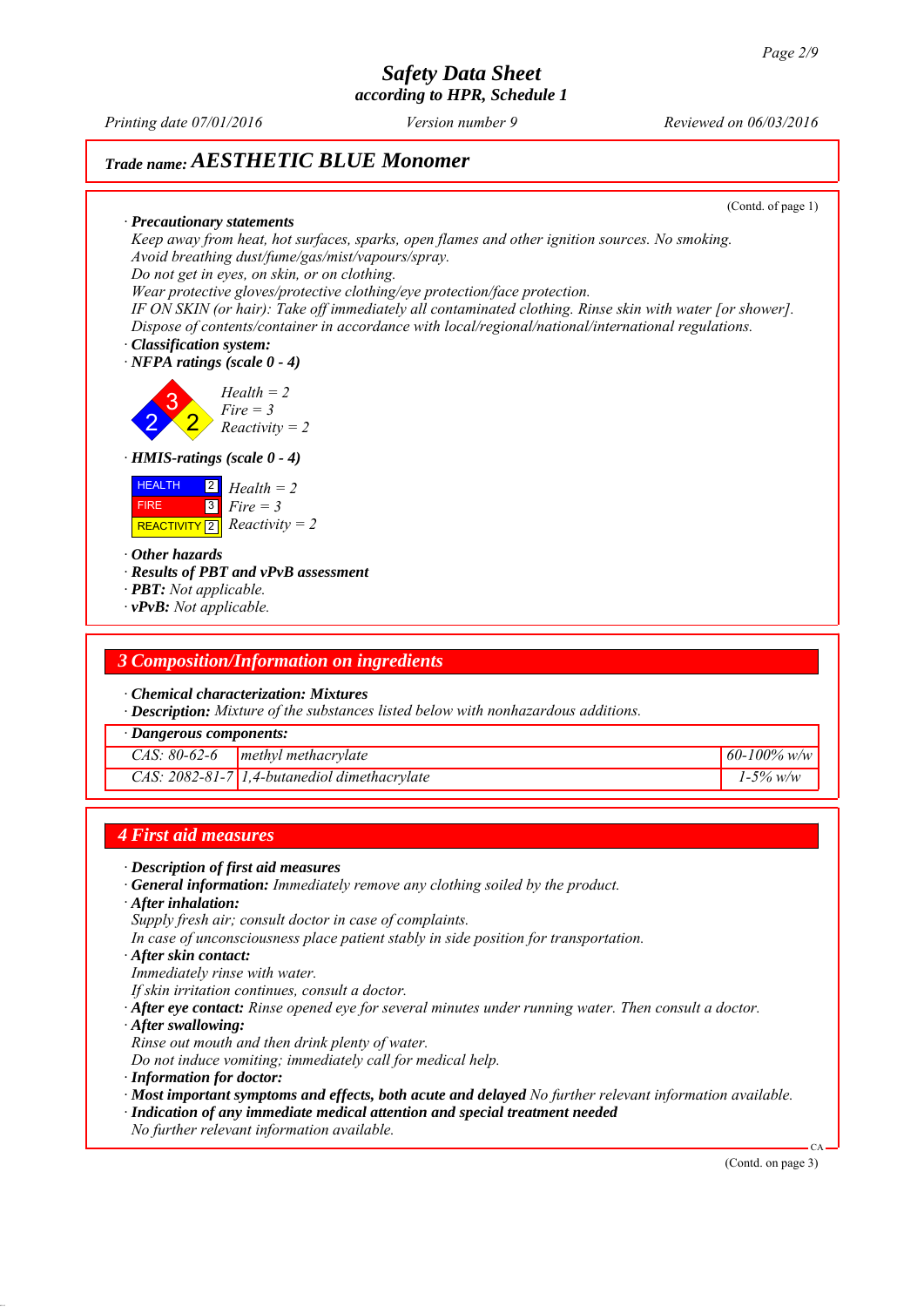Safety Data Sheet
according to HPR, Schedule 1

Printing date 07/01/2016 | Version number 9 | Reviewed on 06/03/2016

**Trade name: *AESTHETIC BLUE Monomer***

(Contd. of page 1)

· **Precautionary statements**
Keep away from heat, hot surfaces, sparks, open flames and other ignition sources. No smoking.
Avoid breathing dust/fume/gas/mist/vapours/spray.
Do not get in eyes, on skin, or on clothing.
Wear protective gloves/protective clothing/eye protection/face protection.
IF ON SKIN (or hair): Take off immediately all contaminated clothing. Rinse skin with water [or shower].
Dispose of contents/container in accordance with local/regional/national/international regulations.

· **Classification system:**

· **NFPA ratings (scale 0 - 4)**

Health = 2
Fire = 3
Reactivity = 2

· **HMIS-ratings (scale 0 - 4)**

| | | |
|---|---|---|
| HEALTH | 2 | Health = 2 |
| FIRE | 3 | Fire = 3 |
| REACTIVITY | 2 | Reactivity = 2 |

· **Other hazards**
· **Results of PBT and vPvB assessment**
· **PBT:** Not applicable.
· **vPvB:** Not applicable.

## 3 Composition/Information on ingredients

· **Chemical characterization: Mixtures**
· **Description:** Mixture of the substances listed below with nonhazardous additions.

| · Dangerous components: | | |
|---|---|---|
| CAS: 80-62-6 | methyl methacrylate | 60-100% w/w |
| CAS: 2082-81-7 | 1,4-butanediol dimethacrylate | 1-5% w/w |

## 4 First aid measures

· **Description of first aid measures**
· **General information:** Immediately remove any clothing soiled by the product.
· **After inhalation:**
Supply fresh air; consult doctor in case of complaints.
In case of unconsciousness place patient stably in side position for transportation.
· **After skin contact:**
Immediately rinse with water.
If skin irritation continues, consult a doctor.
· **After eye contact:** Rinse opened eye for several minutes under running water. Then consult a doctor.
· **After swallowing:**
Rinse out mouth and then drink plenty of water.
Do not induce vomiting; immediately call for medical help.
· **Information for doctor:**
· **Most important symptoms and effects, both acute and delayed** No further relevant information available.
· **Indication of any immediate medical attention and special treatment needed**
No further relevant information available.

(Contd. on page 3)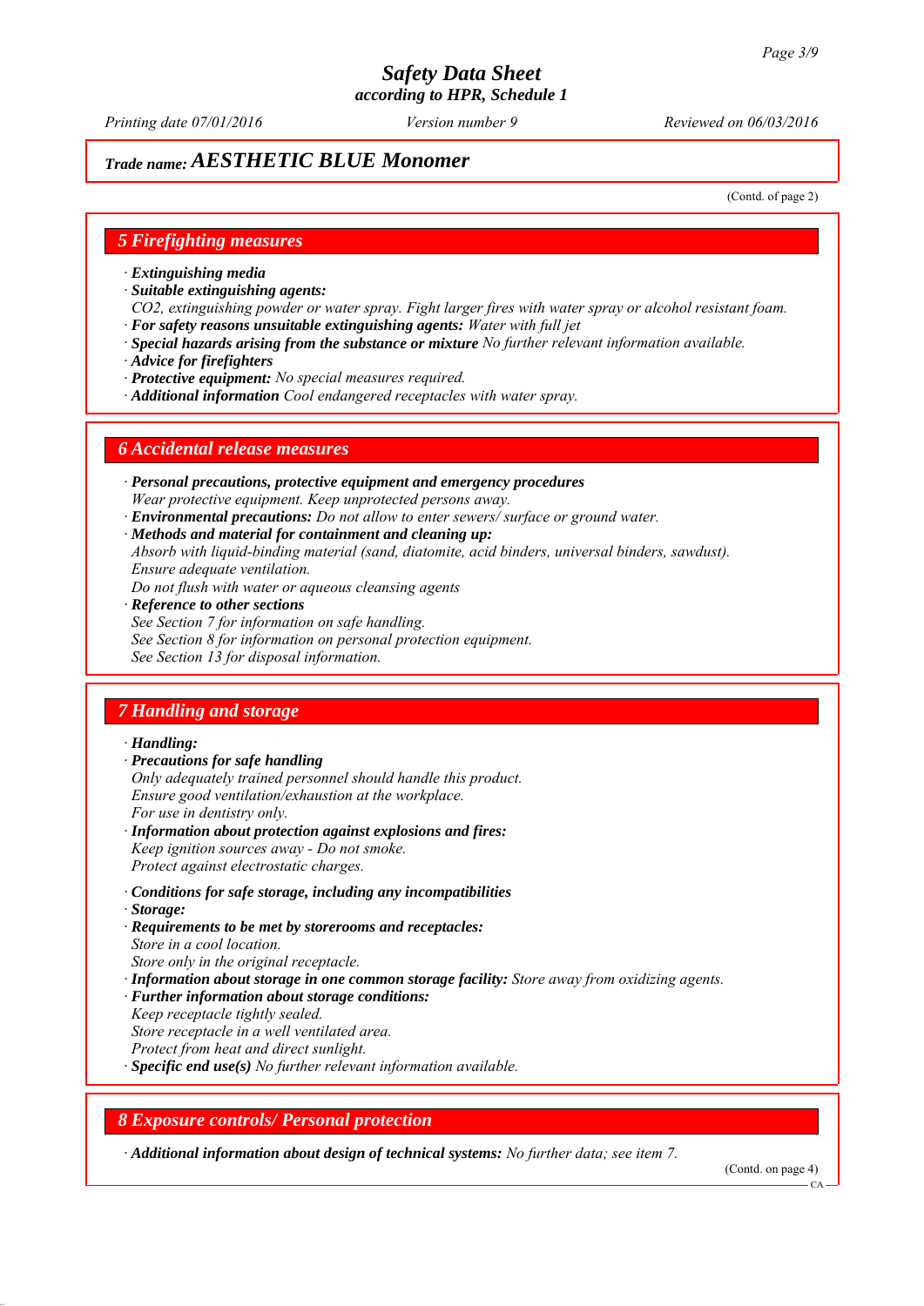## Trade name: *AESTHETIC BLUE Monomer*

(Contd. of page 2)

## 5 Firefighting measures

· ***Extinguishing media***
· ***Suitable extinguishing agents:***
*$CO_2$, extinguishing powder or water spray. Fight larger fires with water spray or alcohol resistant foam.*
· ***For safety reasons unsuitable extinguishing agents:*** *Water with full jet*
· ***Special hazards arising from the substance or mixture*** *No further relevant information available.*
· ***Advice for firefighters***
· ***Protective equipment:*** *No special measures required.*
· ***Additional information*** *Cool endangered receptacles with water spray.*

## 6 Accidental release measures

· ***Personal precautions, protective equipment and emergency procedures***
*Wear protective equipment. Keep unprotected persons away.*
· ***Environmental precautions:*** *Do not allow to enter sewers/ surface or ground water.*
· ***Methods and material for containment and cleaning up:***
*Absorb with liquid-binding material (sand, diatomite, acid binders, universal binders, sawdust).*
*Ensure adequate ventilation.*
*Do not flush with water or aqueous cleansing agents*
· ***Reference to other sections***
*See Section 7 for information on safe handling.*
*See Section 8 for information on personal protection equipment.*
*See Section 13 for disposal information.*

## 7 Handling and storage

· ***Handling:***
· ***Precautions for safe handling***
*Only adequately trained personnel should handle this product.*
*Ensure good ventilation/exhaustion at the workplace.*
*For use in dentistry only.*
· ***Information about protection against explosions and fires:***
*Keep ignition sources away - Do not smoke.*
*Protect against electrostatic charges.*

· ***Conditions for safe storage, including any incompatibilities***
· ***Storage:***
· ***Requirements to be met by storerooms and receptacles:***
*Store in a cool location.*
*Store only in the original receptacle.*
· ***Information about storage in one common storage facility:*** *Store away from oxidizing agents.*
· ***Further information about storage conditions:***
*Keep receptacle tightly sealed.*
*Store receptacle in a well ventilated area.*
*Protect from heat and direct sunlight.*
· ***Specific end use(s)*** *No further relevant information available.*

## 8 Exposure controls/ Personal protection

· ***Additional information about design of technical systems:*** *No further data; see item 7.*

(Contd. on page 4)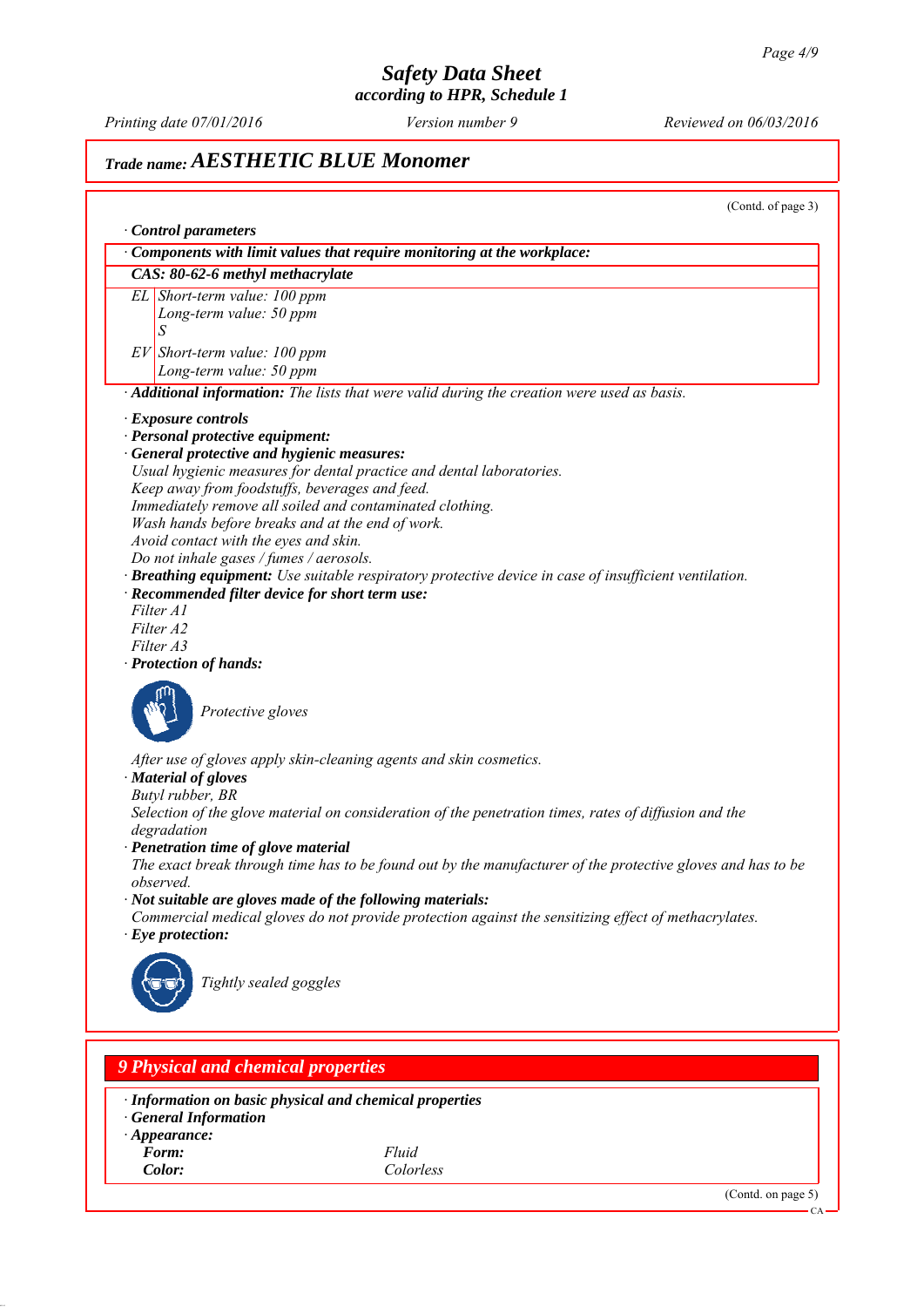## Trade name: AESTHETIC BLUE Monomer

(Contd. of page 3)

· **Control parameters**

| · Components with limit values that require monitoring at the workplace: | |
|---|---|
| **CAS: 80-62-6 methyl methacrylate** | |
| EL | Short-term value: 100 ppm<br>Long-term value: 50 ppm<br>S |
| EV | Short-term value: 100 ppm<br>Long-term value: 50 ppm |

· **Additional information:** *The lists that were valid during the creation were used as basis.*

· **Exposure controls**
· **Personal protective equipment:**
· **General protective and hygienic measures:**
Usual hygienic measures for dental practice and dental laboratories.
Keep away from foodstuffs, beverages and feed.
Immediately remove all soiled and contaminated clothing.
Wash hands before breaks and at the end of work.
Avoid contact with the eyes and skin.
Do not inhale gases / fumes / aerosols.
· **Breathing equipment:** *Use suitable respiratory protective device in case of insufficient ventilation.*
· **Recommended filter device for short term use:**
Filter A1
Filter A2
Filter A3
· **Protection of hands:**

Protective gloves

After use of gloves apply skin-cleaning agents and skin cosmetics.
· **Material of gloves**
Butyl rubber, BR
Selection of the glove material on consideration of the penetration times, rates of diffusion and the degradation
· **Penetration time of glove material**
The exact break through time has to be found out by the manufacturer of the protective gloves and has to be observed.
· **Not suitable are gloves made of the following materials:**
Commercial medical gloves do not provide protection against the sensitizing effect of methacrylates.
· **Eye protection:**

Tightly sealed goggles

## 9 Physical and chemical properties

· **Information on basic physical and chemical properties**
· **General Information**
· **Appearance:**

| | |
|---|---|
| **Form:** | Fluid |
| **Color:** | Colorless |

(Contd. on page 5)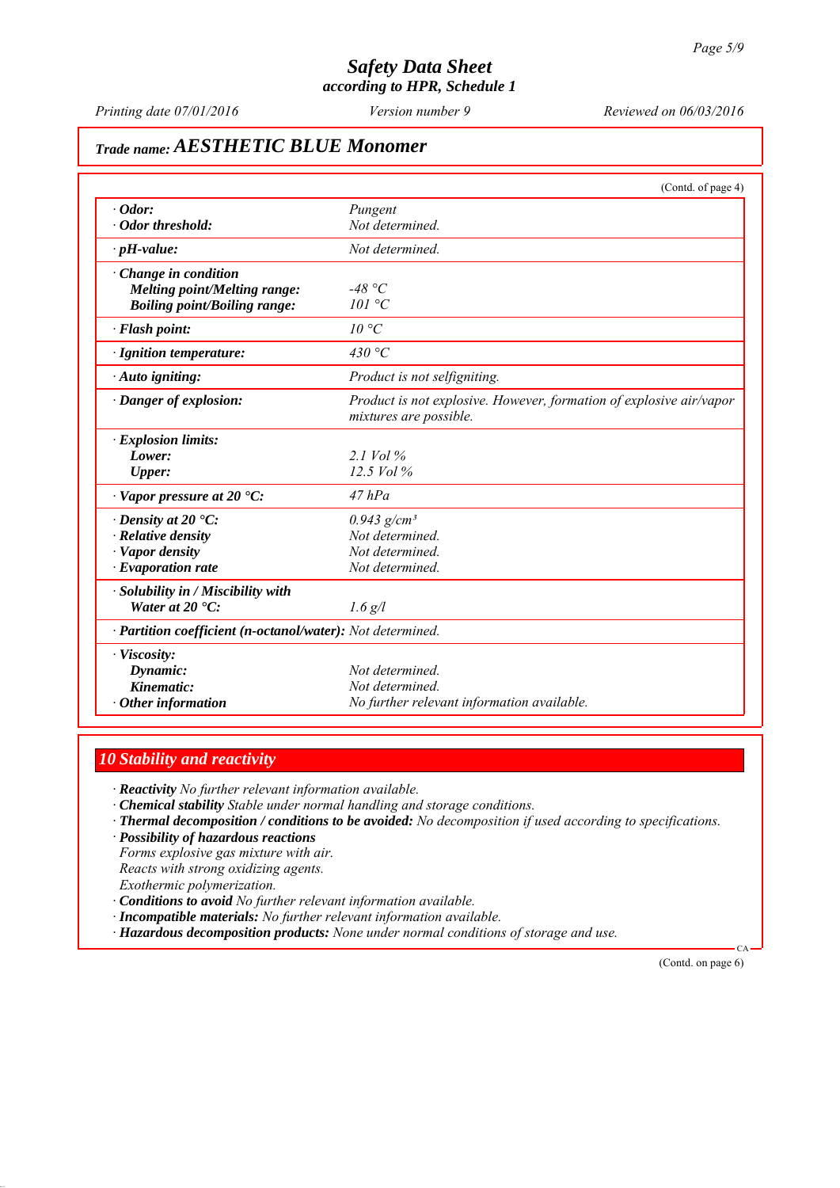# Safety Data Sheet
**according to HPR, Schedule 1**

*Printing date 07/01/2016* *Version number 9* *Reviewed on 06/03/2016*

**Trade name: *AESTHETIC BLUE Monomer***

(Contd. of page 4)

| | |
|---|---|
| **· Odor:** | Pungent |
| **· Odor threshold:** | Not determined. |
| **· pH-value:** | Not determined. |
| **· Change in condition** | |
| **Melting point/Melting range:** | -48 °C |
| **Boiling point/Boiling range:** | 101 °C |
| **· Flash point:** | 10 °C |
| **· Ignition temperature:** | 430 °C |
| **· Auto igniting:** | Product is not selfigniting. |
| **· Danger of explosion:** | Product is not explosive. However, formation of explosive air/vapor mixtures are possible. |
| **· Explosion limits:** | |
| **Lower:** | 2.1 Vol % |
| **Upper:** | 12.5 Vol % |
| **· Vapor pressure at 20 °C:** | 47 hPa |
| **· Density at 20 °C:** | 0.943 g/cm³ |
| **· Relative density** | Not determined. |
| **· Vapor density** | Not determined. |
| **· Evaporation rate** | Not determined. |
| **· Solubility in / Miscibility with** | |
| **Water at 20 °C:** | 1.6 g/l |
| **· Partition coefficient (n-octanol/water):** | Not determined. |
| **· Viscosity:** | |
| **Dynamic:** | Not determined. |
| **Kinematic:** | Not determined. |
| **· Other information** | No further relevant information available. |

## 10 Stability and reactivity

· **Reactivity** No further relevant information available.
· **Chemical stability** Stable under normal handling and storage conditions.
· **Thermal decomposition / conditions to be avoided:** No decomposition if used according to specifications.
· **Possibility of hazardous reactions**
Forms explosive gas mixture with air.
Reacts with strong oxidizing agents.
Exothermic polymerization.
· **Conditions to avoid** No further relevant information available.
· **Incompatible materials:** No further relevant information available.
· **Hazardous decomposition products:** None under normal conditions of storage and use.

(Contd. on page 6)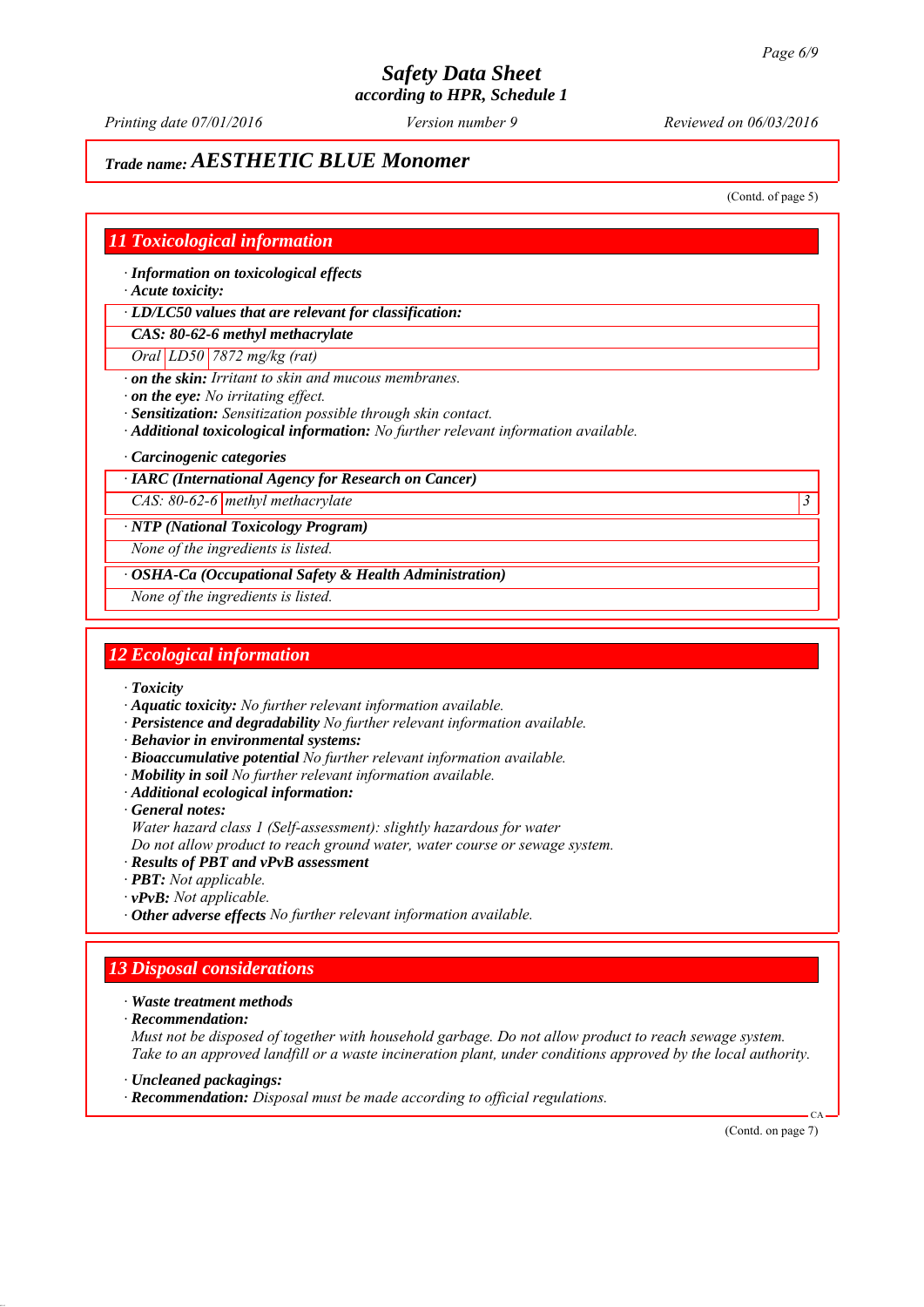## Trade name: AESTHETIC BLUE Monomer

(Contd. of page 5)

## 11 Toxicological information

· **Information on toxicological effects**
· **Acute toxicity:**

| · LD/LC50 values that are relevant for classification: | | |
|---|---|---|
| **CAS: 80-62-6 methyl methacrylate** | | |
| Oral | LD50 | 7872 mg/kg (rat) |

· **on the skin:** Irritant to skin and mucous membranes.
· **on the eye:** No irritating effect.
· **Sensitization:** Sensitization possible through skin contact.
· **Additional toxicological information:** No further relevant information available.

· **Carcinogenic categories**

| · IARC (International Agency for Research on Cancer) | | |
|---|---|---|
| CAS: 80-62-6 | methyl methacrylate | 3 |

| · NTP (National Toxicology Program) |
|---|
| None of the ingredients is listed. |

| · OSHA-Ca (Occupational Safety & Health Administration) |
|---|
| None of the ingredients is listed. |

## 12 Ecological information

· **Toxicity**
· **Aquatic toxicity:** No further relevant information available.
· **Persistence and degradability** No further relevant information available.
· **Behavior in environmental systems:**
· **Bioaccumulative potential** No further relevant information available.
· **Mobility in soil** No further relevant information available.
· **Additional ecological information:**
· **General notes:**
Water hazard class 1 (Self-assessment): slightly hazardous for water
Do not allow product to reach ground water, water course or sewage system.
· **Results of PBT and vPvB assessment**
· **PBT:** Not applicable.
· **vPvB:** Not applicable.
· **Other adverse effects** No further relevant information available.

## 13 Disposal considerations

· **Waste treatment methods**
· **Recommendation:**
Must not be disposed of together with household garbage. Do not allow product to reach sewage system.
Take to an approved landfill or a waste incineration plant, under conditions approved by the local authority.

· **Uncleaned packagings:**
· **Recommendation:** Disposal must be made according to official regulations.

(Contd. on page 7)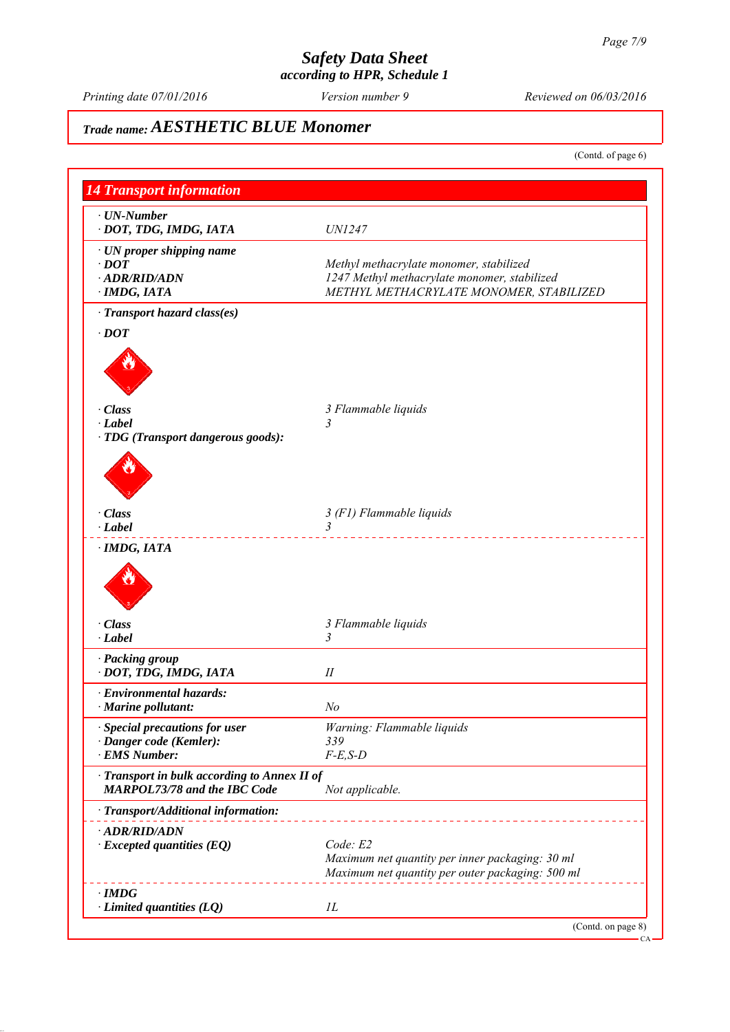# Safety Data Sheet
## according to HPR, Schedule 1

*Printing date 07/01/2016* *Version number 9* *Reviewed on 06/03/2016*

**Trade name: AESTHETIC BLUE Monomer**

(Contd. of page 6)

## 14 Transport information

| | |
|---|---|
| **· UN-Number** | |
| **· DOT, TDG, IMDG, IATA** | *UN1247* |
| **· UN proper shipping name** | |
| **· DOT** | *Methyl methacrylate monomer, stabilized* |
| **· ADR/RID/ADN** | *1247 Methyl methacrylate monomer, stabilized* |
| **· IMDG, IATA** | *METHYL METHACRYLATE MONOMER, STABILIZED* |
| **· Transport hazard class(es)** | |
| **· DOT** | |
| **· Class** | *3 Flammable liquids* |
| **· Label** | *3* |
| **· TDG (Transport dangerous goods):** | |
| **· Class** | *3 (F1) Flammable liquids* |
| **· Label** | *3* |
| **· IMDG, IATA** | |
| **· Class** | *3 Flammable liquids* |
| **· Label** | *3* |
| **· Packing group** | |
| **· DOT, TDG, IMDG, IATA** | *II* |
| **· Environmental hazards:** | |
| **· Marine pollutant:** | *No* |
| **· Special precautions for user** | *Warning: Flammable liquids* |
| **· Danger code (Kemler):** | *339* |
| **· EMS Number:** | *F-E,S-D* |
| **· Transport in bulk according to Annex II of MARPOL73/78 and the IBC Code** | *Not applicable.* |
| **· Transport/Additional information:** | |
| **· ADR/RID/ADN** | |
| **· Excepted quantities (EQ)** | *Code: E2*<br>*Maximum net quantity per inner packaging: 30 ml*<br>*Maximum net quantity per outer packaging: 500 ml* |
| **· IMDG** | |
| **· Limited quantities (LQ)** | *1L* |

(Contd. on page 8)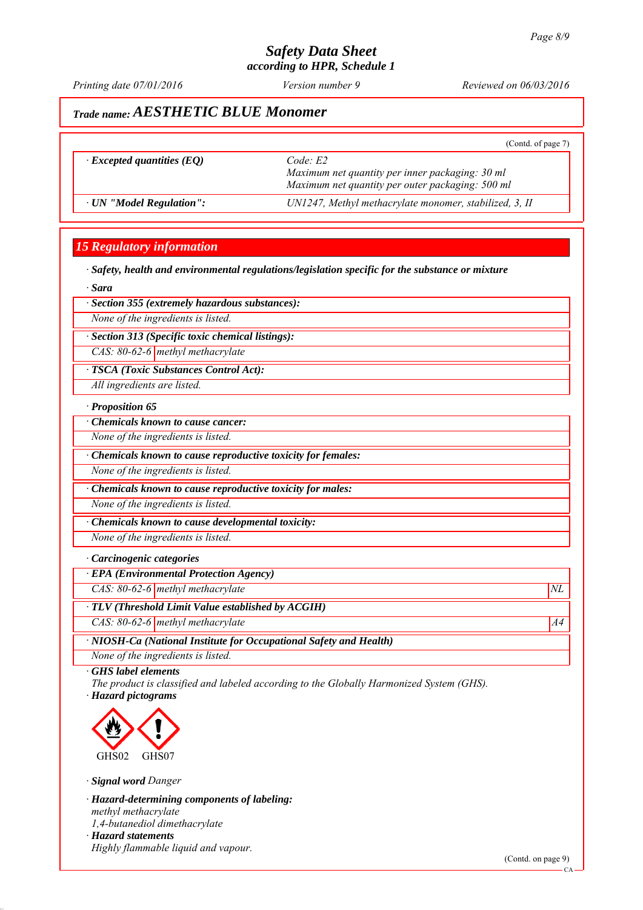Trade name: **AESTHETIC BLUE Monomer**

(Contd. of page 7)

| | |
|---|---|
| · **Excepted quantities (EQ)** | Code: E2<br>Maximum net quantity per inner packaging: 30 ml<br>Maximum net quantity per outer packaging: 500 ml |
| · **UN "Model Regulation":** | UN1247, Methyl methacrylate monomer, stabilized, 3, II |

## 15 Regulatory information

· **Safety, health and environmental regulations/legislation specific for the substance or mixture**

· **Sara**

| · **Section 355 (extremely hazardous substances):** |
|---|
| None of the ingredients is listed. |

| · **Section 313 (Specific toxic chemical listings):** | |
|---|---|
| CAS: 80-62-6 | methyl methacrylate |

| · **TSCA (Toxic Substances Control Act):** |
|---|
| All ingredients are listed. |

· **Proposition 65**

| · **Chemicals known to cause cancer:** |
|---|
| None of the ingredients is listed. |

| · **Chemicals known to cause reproductive toxicity for females:** |
|---|
| None of the ingredients is listed. |

| · **Chemicals known to cause reproductive toxicity for males:** |
|---|
| None of the ingredients is listed. |

| · **Chemicals known to cause developmental toxicity:** |
|---|
| None of the ingredients is listed. |

· **Carcinogenic categories**

| · **EPA (Environmental Protection Agency)** | | |
|---|---|---|
| CAS: 80-62-6 | methyl methacrylate | NL |

| · **TLV (Threshold Limit Value established by ACGIH)** | | |
|---|---|---|
| CAS: 80-62-6 | methyl methacrylate | A4 |

| · **NIOSH-Ca (National Institute for Occupational Safety and Health)** |
|---|
| None of the ingredients is listed. |

· **GHS label elements**
The product is classified and labeled according to the Globally Harmonized System (GHS).

· **Hazard pictograms**

GHS02 GHS07

· **Signal word** Danger

· **Hazard-determining components of labeling:**
methyl methacrylate
1,4-butanediol dimethacrylate

· **Hazard statements**
Highly flammable liquid and vapour.

(Contd. on page 9)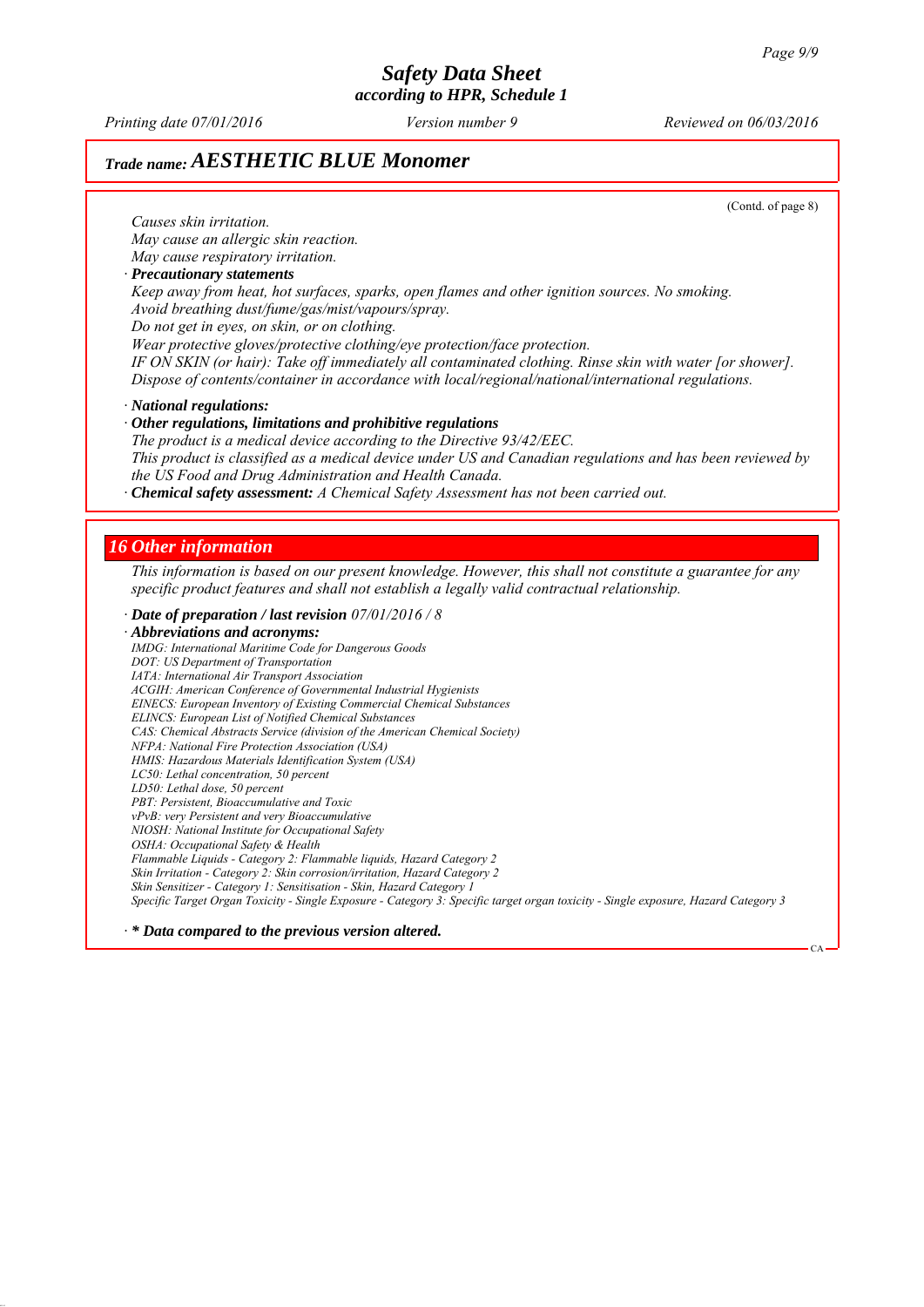(Contd. of page 8)

*Causes skin irritation.*
*May cause an allergic skin reaction.*
*May cause respiratory irritation.*

· ***Precautionary statements***
*Keep away from heat, hot surfaces, sparks, open flames and other ignition sources. No smoking.*
*Avoid breathing dust/fume/gas/mist/vapours/spray.*
*Do not get in eyes, on skin, or on clothing.*
*Wear protective gloves/protective clothing/eye protection/face protection.*
*IF ON SKIN (or hair): Take off immediately all contaminated clothing. Rinse skin with water [or shower].*
*Dispose of contents/container in accordance with local/regional/national/international regulations.*

· ***National regulations:***
· ***Other regulations, limitations and prohibitive regulations***
*The product is a medical device according to the Directive 93/42/EEC.*
*This product is classified as a medical device under US and Canadian regulations and has been reviewed by the US Food and Drug Administration and Health Canada.*
· ***Chemical safety assessment:*** *A Chemical Safety Assessment has not been carried out.*

## *16 Other information*

*This information is based on our present knowledge. However, this shall not constitute a guarantee for any specific product features and shall not establish a legally valid contractual relationship.*

· ***Date of preparation / last revision*** *07/01/2016 / 8*
· ***Abbreviations and acronyms:***
*IMDG: International Maritime Code for Dangerous Goods*
*DOT: US Department of Transportation*
*IATA: International Air Transport Association*
*ACGIH: American Conference of Governmental Industrial Hygienists*
*EINECS: European Inventory of Existing Commercial Chemical Substances*
*ELINCS: European List of Notified Chemical Substances*
*CAS: Chemical Abstracts Service (division of the American Chemical Society)*
*NFPA: National Fire Protection Association (USA)*
*HMIS: Hazardous Materials Identification System (USA)*
*LC50: Lethal concentration, 50 percent*
*LD50: Lethal dose, 50 percent*
*PBT: Persistent, Bioaccumulative and Toxic*
*vPvB: very Persistent and very Bioaccumulative*
*NIOSH: National Institute for Occupational Safety*
*OSHA: Occupational Safety & Health*
*Flammable Liquids - Category 2: Flammable liquids, Hazard Category 2*
*Skin Irritation - Category 2: Skin corrosion/irritation, Hazard Category 2*
*Skin Sensitizer - Category 1: Sensitisation - Skin, Hazard Category 1*
*Specific Target Organ Toxicity - Single Exposure - Category 3: Specific target organ toxicity - Single exposure, Hazard Category 3*

· ***\* Data compared to the previous version altered.***

CA